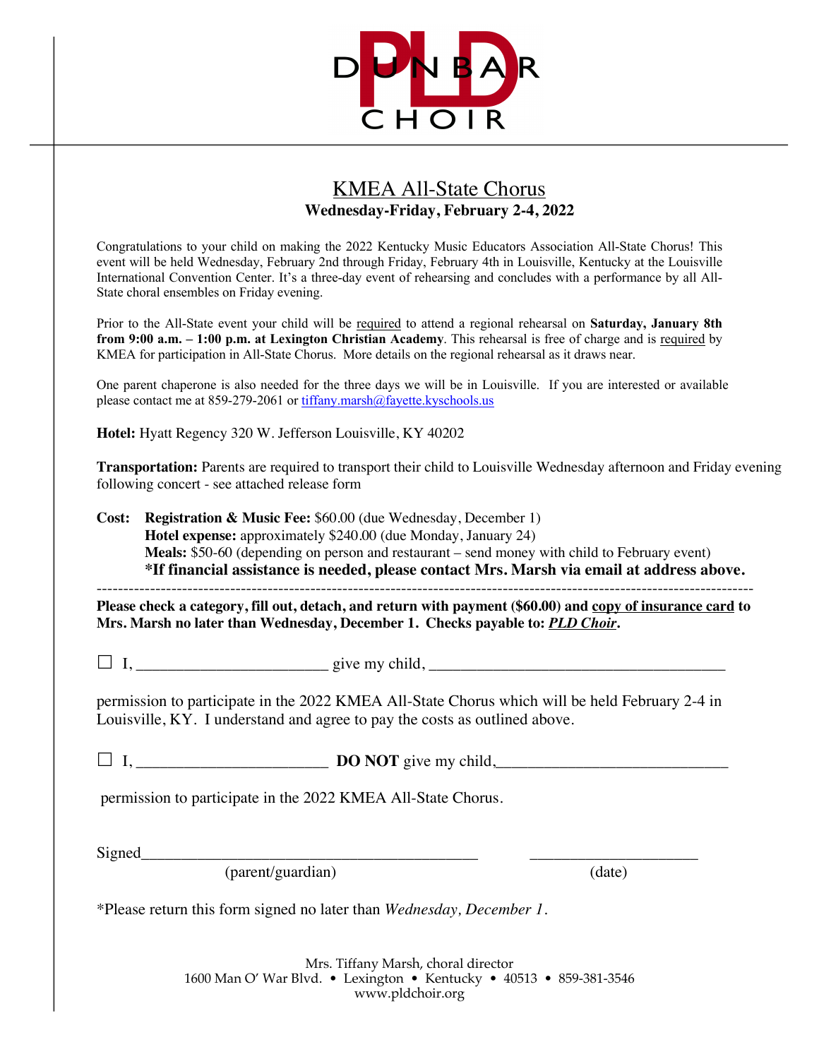DUNBAR PLD CHOIR

# KMEA All-State Chorus

**Wednesday-Friday, February 2-4, 2022**

Congratulations to your child on making the 2022 Kentucky Music Educators Association All-State Chorus! This event will be held Wednesday, February 2nd through Friday, February 4th in Louisville, Kentucky at the Louisville International Convention Center. It's a three-day event of rehearsing and concludes with a performance by all All-State choral ensembles on Friday evening.

Prior to the All-State event your child will be required to attend a regional rehearsal on **Saturday, January 8th from 9:00 a.m. – 1:00 p.m. at Lexington Christian Academy**. This rehearsal is free of charge and is required by KMEA for participation in All-State Chorus. More details on the regional rehearsal as it draws near.

One parent chaperone is also needed for the three days we will be in Louisville. If you are interested or available please contact me at 859-279-2061 or tiffany.marsh@fayette.kyschools.us

**Hotel:** Hyatt Regency 320 W. Jefferson Louisville, KY 40202

**Transportation:** Parents are required to transport their child to Louisville Wednesday afternoon and Friday evening following concert - see attached release form

**Cost:** **Registration & Music Fee:** $60.00 (due Wednesday, December 1)
**Hotel expense:** approximately $240.00 (due Monday, January 24)
**Meals:** $50-60 (depending on person and restaurant – send money with child to February event)
**\*If financial assistance is needed, please contact Mrs. Marsh via email at address above.**

---

**Please check a category, fill out, detach, and return with payment ($60.00) and copy of insurance card to Mrs. Marsh no later than Wednesday, December 1. Checks payable to: *PLD Choir*.**

☐ I, ________________________ give my child, ____________________________________

permission to participate in the 2022 KMEA All-State Chorus which will be held February 2-4 in Louisville, KY. I understand and agree to pay the costs as outlined above.

☐ I, ________________________ **DO NOT** give my child,____________________________

permission to participate in the 2022 KMEA All-State Chorus.

Signed__________________________________________ _____________________
(parent/guardian) (date)

\*Please return this form signed no later than *Wednesday, December 1*.

Mrs. Tiffany Marsh, choral director
1600 Man O' War Blvd. • Lexington • Kentucky • 40513 • 859-381-3546
www.pldchoir.org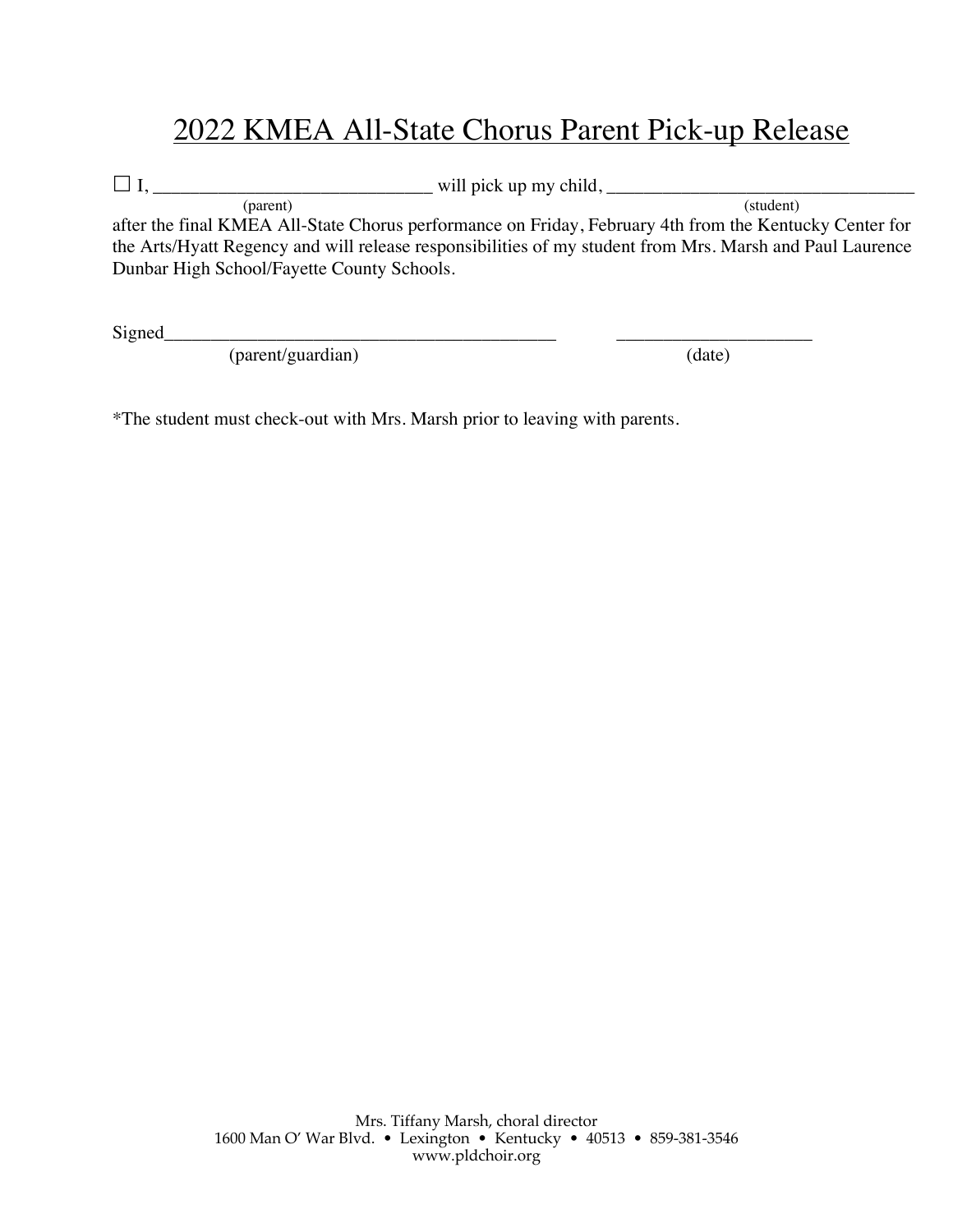# 2022 KMEA All-State Chorus Parent Pick-up Release

☐ I, ______________________________ will pick up my child, _________________________________
(parent) (student)

after the final KMEA All-State Chorus performance on Friday, February 4th from the Kentucky Center for the Arts/Hyatt Regency and will release responsibilities of my student from Mrs. Marsh and Paul Laurence Dunbar High School/Fayette County Schools.

Signed__________________________________________ ____________________
(parent/guardian) (date)

*The student must check-out with Mrs. Marsh prior to leaving with parents.

Mrs. Tiffany Marsh, choral director
1600 Man O' War Blvd. • Lexington • Kentucky • 40513 • 859-381-3546
www.pldchoir.org